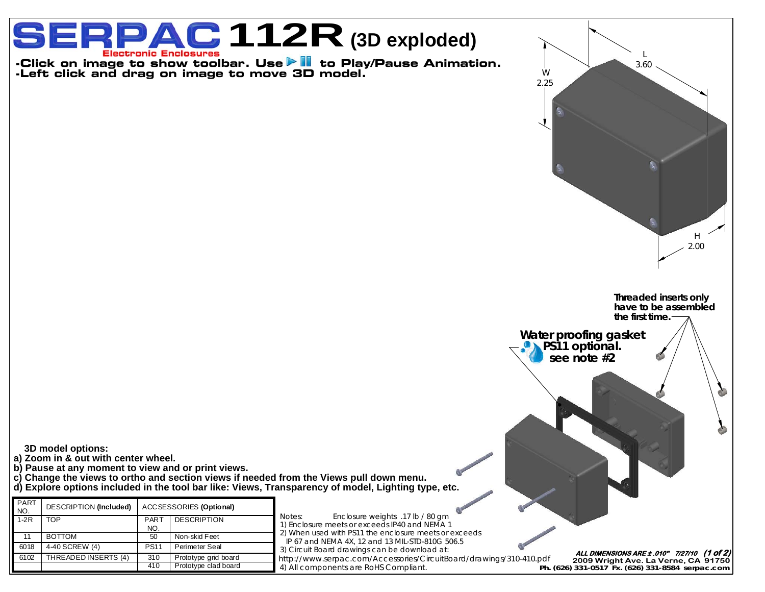# SERPAC 112R (3D exploded)

Electronic Enclosures

- Click on image to show toolbar. Use ▶ ⏸ to Play/Pause Animation.
- Left click and drag on image to move 3D model.

W 2.25

L 3.60

H 2.00

**Threaded inserts only have to be assembled the first time.**

**Water proofing gasket PS11 optional. see note #2**

**3D model options:**

**a) Zoom in & out with center wheel.**

**b) Pause at any moment to view and or print views.**

**c) Change the views to ortho and section views if needed from the Views pull down menu.**

**d) Explore options included in the tool bar like: Views, Transparency of model, Lighting type, etc.**

| PART NO. | DESCRIPTION **(Included)** | ACCSESSORIES **(Optional)** | |
|---|---|---|---|
| 1-2R | TOP | PART NO. | DESCRIPTION |
| 11 | BOTTOM | 50 | Non-skid Feet |
| 6018 | 4-40 SCREW (4) | PS11 | Perimeter Seal |
| 6102 | THREADED INSERTS (4) | 310 | Prototype grid board |
| | | 410 | Prototype clad board |

Notes: Enclosure weights .17 lb / 80 gm

1) Enclosure meets or exceeds IP40 and NEMA 1

2) When used with PS11 the enclosure meets or exceeds IP 67 and NEMA 4X, 12 and 13 MIL-STD-810G 506.5

3) Circuit Board drawings can be download at: http://www.serpac.com/Accessories/CircuitBoard/drawings/310-410.pdf

4) All components are RoHS Compliant.

*ALL DIMENSIONS ARE ± .010" 7/27/10*

2009 Wright Ave. La Verne, CA 91750

Ph. (626) 331-0517 Fx. (626) 331-8584 serpac.com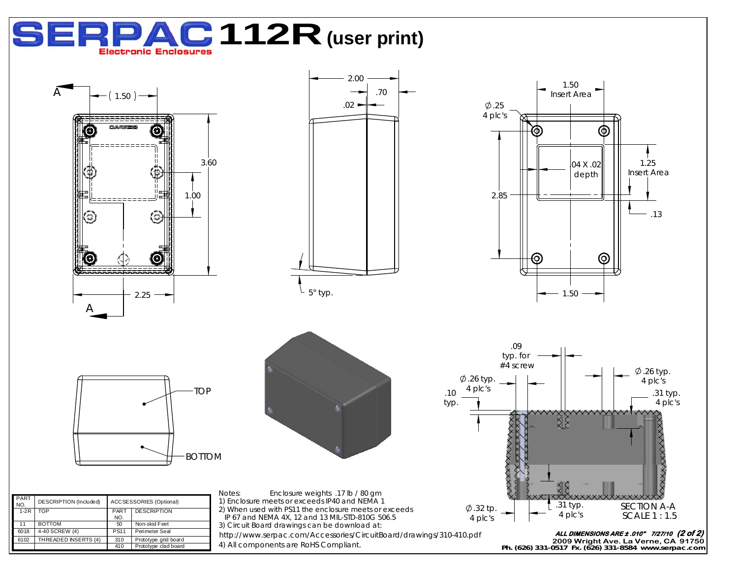# SERPAC 112R (user print)

Electronic Enclosures

A

( 1.50 )

3.60

1.00

2.25

A

2.00

.70

.02

5° typ.

1.50 Insert Area

∅.25 4 plc's

.04 X .02 depth

1.25 Insert Area

2.85

.13

1.50

TOP

BOTTOM

.09 typ. for #4 screw

∅.26 typ. 4 plc's

.10 typ.

∅.26 typ. 4 plc's

.31 typ. 4 plc's

∅.32 tp. 4 plc's

.31 typ. 4 plc's

SECTION A-A
SCALE 1 : 1.5

| PART NO. | DESCRIPTION (Included) | ACCSESSORIES (Optional) | |
|---|---|---|---|
| 1-2R | TOP | PART NO. | DESCRIPTION |
| 11 | BOTTOM | 50 | Non-skid Feet |
| 6018 | 4-40 SCREW (4) | PS11 | Perimeter Seal |
| 6102 | THREADED INSERTS (4) | 310 | Prototype grid board |
| | | 410 | Prototype clad board |

Notes: Enclosure weights .17 lb / 80 gm

1) Enclosure meets or exceeds IP40 and NEMA 1
2) When used with PS11 the enclosure meets or exceeds IP 67 and NEMA 4X, 12 and 13 MIL-STD-810G 506.5
3) Circuit Board drawings can be download at: http://www.serpac.com/Accessories/CircuitBoard/drawings/310-410.pdf
4) All components are RoHS Compliant.

***ALL DIMENSIONS ARE ± .010" 7/27/10 (2 of 2)***

**2009 Wright Ave. La Verne, CA 91750**

**Ph. (626) 331-0517 Fx. (626) 331-8584 www.serpac.com**